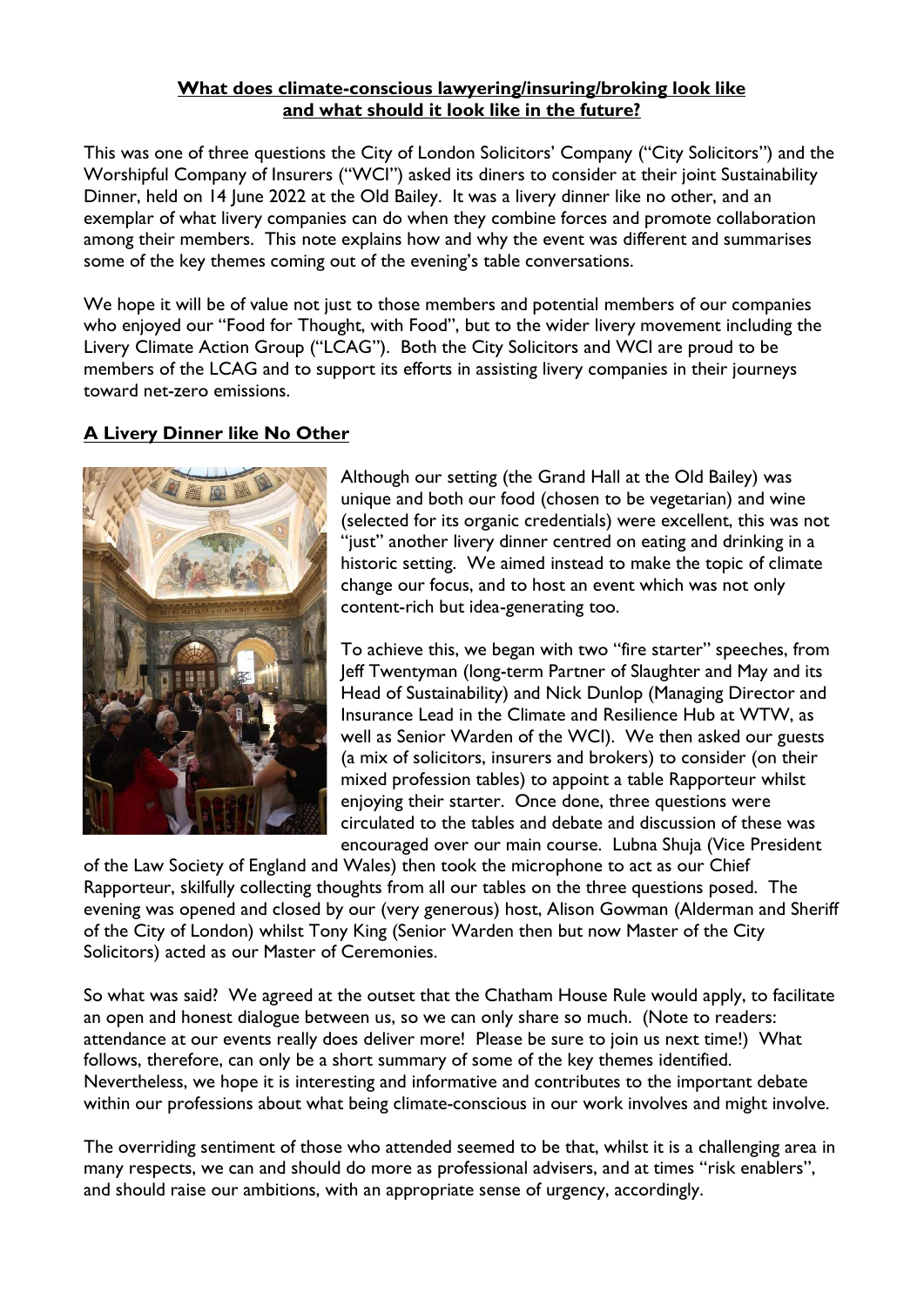# What does climate-conscious lawyering/insuring/broking look like and what should it look like in the future?

This was one of three questions the City of London Solicitors' Company ("City Solicitors") and the Worshipful Company of Insurers ("WCI") asked its diners to consider at their joint Sustainability Dinner, held on 14 June 2022 at the Old Bailey. It was a livery dinner like no other, and an exemplar of what livery companies can do when they combine forces and promote collaboration among their members. This note explains how and why the event was different and summarises some of the key themes coming out of the evening's table conversations.

We hope it will be of value not just to those members and potential members of our companies who enjoyed our "Food for Thought, with Food", but to the wider livery movement including the Livery Climate Action Group ("LCAG"). Both the City Solicitors and WCI are proud to be members of the LCAG and to support its efforts in assisting livery companies in their journeys toward net-zero emissions.

## A Livery Dinner like No Other

Although our setting (the Grand Hall at the Old Bailey) was unique and both our food (chosen to be vegetarian) and wine (selected for its organic credentials) were excellent, this was not "just" another livery dinner centred on eating and drinking in a historic setting. We aimed instead to make the topic of climate change our focus, and to host an event which was not only content-rich but idea-generating too.

To achieve this, we began with two "fire starter" speeches, from Jeff Twentyman (long-term Partner of Slaughter and May and its Head of Sustainability) and Nick Dunlop (Managing Director and Insurance Lead in the Climate and Resilience Hub at WTW, as well as Senior Warden of the WCI). We then asked our guests (a mix of solicitors, insurers and brokers) to consider (on their mixed profession tables) to appoint a table Rapporteur whilst enjoying their starter. Once done, three questions were circulated to the tables and debate and discussion of these was encouraged over our main course. Lubna Shuja (Vice President of the Law Society of England and Wales) then took the microphone to act as our Chief Rapporteur, skilfully collecting thoughts from all our tables on the three questions posed. The evening was opened and closed by our (very generous) host, Alison Gowman (Alderman and Sheriff of the City of London) whilst Tony King (Senior Warden then but now Master of the City Solicitors) acted as our Master of Ceremonies.

So what was said? We agreed at the outset that the Chatham House Rule would apply, to facilitate an open and honest dialogue between us, so we can only share so much. (Note to readers: attendance at our events really does deliver more! Please be sure to join us next time!) What follows, therefore, can only be a short summary of some of the key themes identified. Nevertheless, we hope it is interesting and informative and contributes to the important debate within our professions about what being climate-conscious in our work involves and might involve.

The overriding sentiment of those who attended seemed to be that, whilst it is a challenging area in many respects, we can and should do more as professional advisers, and at times "risk enablers", and should raise our ambitions, with an appropriate sense of urgency, accordingly.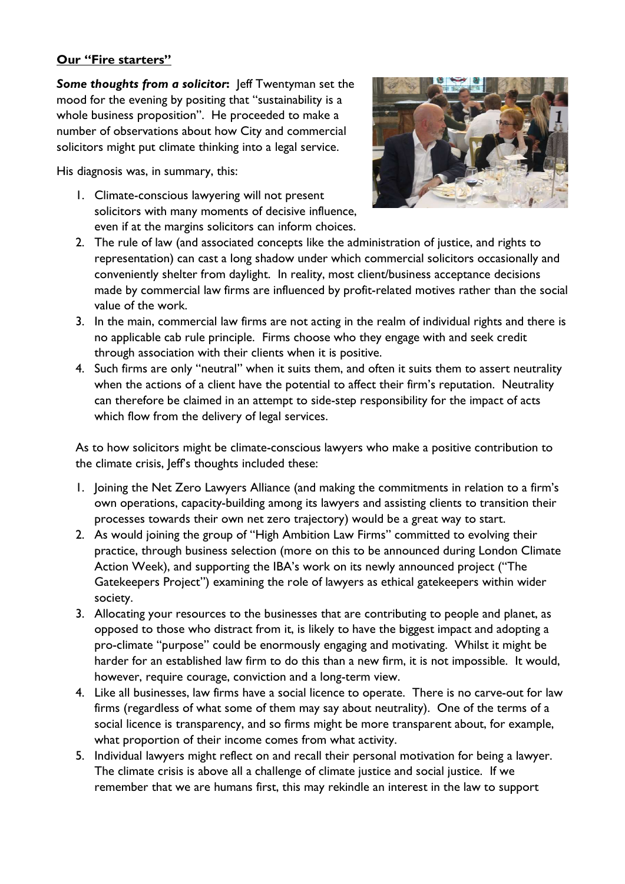**Our "Fire starters"**

***Some thoughts from a solicitor*:** Jeff Twentyman set the mood for the evening by positing that "sustainability is a whole business proposition". He proceeded to make a number of observations about how City and commercial solicitors might put climate thinking into a legal service.

His diagnosis was, in summary, this:

1. Climate-conscious lawyering will not present solicitors with many moments of decisive influence, even if at the margins solicitors can inform choices.
2. The rule of law (and associated concepts like the administration of justice, and rights to representation) can cast a long shadow under which commercial solicitors occasionally and conveniently shelter from daylight. In reality, most client/business acceptance decisions made by commercial law firms are influenced by profit-related motives rather than the social value of the work.
3. In the main, commercial law firms are not acting in the realm of individual rights and there is no applicable cab rule principle. Firms choose who they engage with and seek credit through association with their clients when it is positive.
4. Such firms are only "neutral" when it suits them, and often it suits them to assert neutrality when the actions of a client have the potential to affect their firm's reputation. Neutrality can therefore be claimed in an attempt to side-step responsibility for the impact of acts which flow from the delivery of legal services.

As to how solicitors might be climate-conscious lawyers who make a positive contribution to the climate crisis, Jeff's thoughts included these:

1. Joining the Net Zero Lawyers Alliance (and making the commitments in relation to a firm's own operations, capacity-building among its lawyers and assisting clients to transition their processes towards their own net zero trajectory) would be a great way to start.
2. As would joining the group of "High Ambition Law Firms" committed to evolving their practice, through business selection (more on this to be announced during London Climate Action Week), and supporting the IBA's work on its newly announced project ("The Gatekeepers Project") examining the role of lawyers as ethical gatekeepers within wider society.
3. Allocating your resources to the businesses that are contributing to people and planet, as opposed to those who distract from it, is likely to have the biggest impact and adopting a pro-climate "purpose" could be enormously engaging and motivating. Whilst it might be harder for an established law firm to do this than a new firm, it is not impossible. It would, however, require courage, conviction and a long-term view.
4. Like all businesses, law firms have a social licence to operate. There is no carve-out for law firms (regardless of what some of them may say about neutrality). One of the terms of a social licence is transparency, and so firms might be more transparent about, for example, what proportion of their income comes from what activity.
5. Individual lawyers might reflect on and recall their personal motivation for being a lawyer. The climate crisis is above all a challenge of climate justice and social justice. If we remember that we are humans first, this may rekindle an interest in the law to support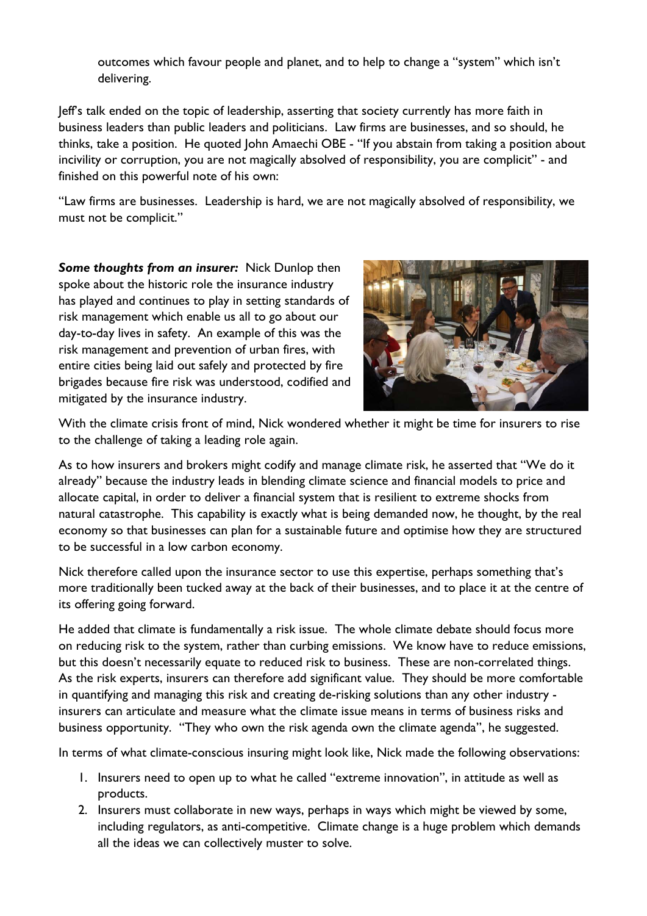outcomes which favour people and planet, and to help to change a "system" which isn't delivering.

Jeff's talk ended on the topic of leadership, asserting that society currently has more faith in business leaders than public leaders and politicians. Law firms are businesses, and so should, he thinks, take a position. He quoted John Amaechi OBE - "If you abstain from taking a position about incivility or corruption, you are not magically absolved of responsibility, you are complicit" - and finished on this powerful note of his own:

"Law firms are businesses. Leadership is hard, we are not magically absolved of responsibility, we must not be complicit."

***Some thoughts from an insurer:*** Nick Dunlop then spoke about the historic role the insurance industry has played and continues to play in setting standards of risk management which enable us all to go about our day-to-day lives in safety. An example of this was the risk management and prevention of urban fires, with entire cities being laid out safely and protected by fire brigades because fire risk was understood, codified and mitigated by the insurance industry.

With the climate crisis front of mind, Nick wondered whether it might be time for insurers to rise to the challenge of taking a leading role again.

As to how insurers and brokers might codify and manage climate risk, he asserted that "We do it already" because the industry leads in blending climate science and financial models to price and allocate capital, in order to deliver a financial system that is resilient to extreme shocks from natural catastrophe. This capability is exactly what is being demanded now, he thought, by the real economy so that businesses can plan for a sustainable future and optimise how they are structured to be successful in a low carbon economy.

Nick therefore called upon the insurance sector to use this expertise, perhaps something that's more traditionally been tucked away at the back of their businesses, and to place it at the centre of its offering going forward.

He added that climate is fundamentally a risk issue. The whole climate debate should focus more on reducing risk to the system, rather than curbing emissions. We know have to reduce emissions, but this doesn't necessarily equate to reduced risk to business. These are non-correlated things. As the risk experts, insurers can therefore add significant value. They should be more comfortable in quantifying and managing this risk and creating de-risking solutions than any other industry - insurers can articulate and measure what the climate issue means in terms of business risks and business opportunity. "They who own the risk agenda own the climate agenda", he suggested.

In terms of what climate-conscious insuring might look like, Nick made the following observations:

1. Insurers need to open up to what he called "extreme innovation", in attitude as well as products.
2. Insurers must collaborate in new ways, perhaps in ways which might be viewed by some, including regulators, as anti-competitive. Climate change is a huge problem which demands all the ideas we can collectively muster to solve.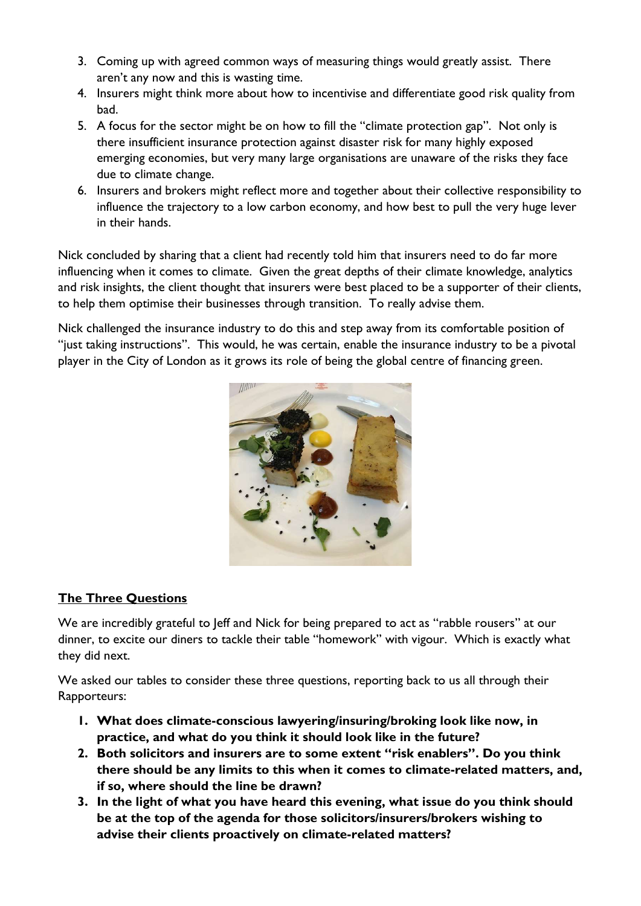3. Coming up with agreed common ways of measuring things would greatly assist. There aren't any now and this is wasting time.
4. Insurers might think more about how to incentivise and differentiate good risk quality from bad.
5. A focus for the sector might be on how to fill the "climate protection gap". Not only is there insufficient insurance protection against disaster risk for many highly exposed emerging economies, but very many large organisations are unaware of the risks they face due to climate change.
6. Insurers and brokers might reflect more and together about their collective responsibility to influence the trajectory to a low carbon economy, and how best to pull the very huge lever in their hands.

Nick concluded by sharing that a client had recently told him that insurers need to do far more influencing when it comes to climate. Given the great depths of their climate knowledge, analytics and risk insights, the client thought that insurers were best placed to be a supporter of their clients, to help them optimise their businesses through transition. To really advise them.

Nick challenged the insurance industry to do this and step away from its comfortable position of "just taking instructions". This would, he was certain, enable the insurance industry to be a pivotal player in the City of London as it grows its role of being the global centre of financing green.

## <u>The Three Questions</u>

We are incredibly grateful to Jeff and Nick for being prepared to act as "rabble rousers" at our dinner, to excite our diners to tackle their table "homework" with vigour. Which is exactly what they did next.

We asked our tables to consider these three questions, reporting back to us all through their Rapporteurs:

1. **What does climate-conscious lawyering/insuring/broking look like now, in practice, and what do you think it should look like in the future?**
2. **Both solicitors and insurers are to some extent "risk enablers". Do you think there should be any limits to this when it comes to climate-related matters, and, if so, where should the line be drawn?**
3. **In the light of what you have heard this evening, what issue do you think should be at the top of the agenda for those solicitors/insurers/brokers wishing to advise their clients proactively on climate-related matters?**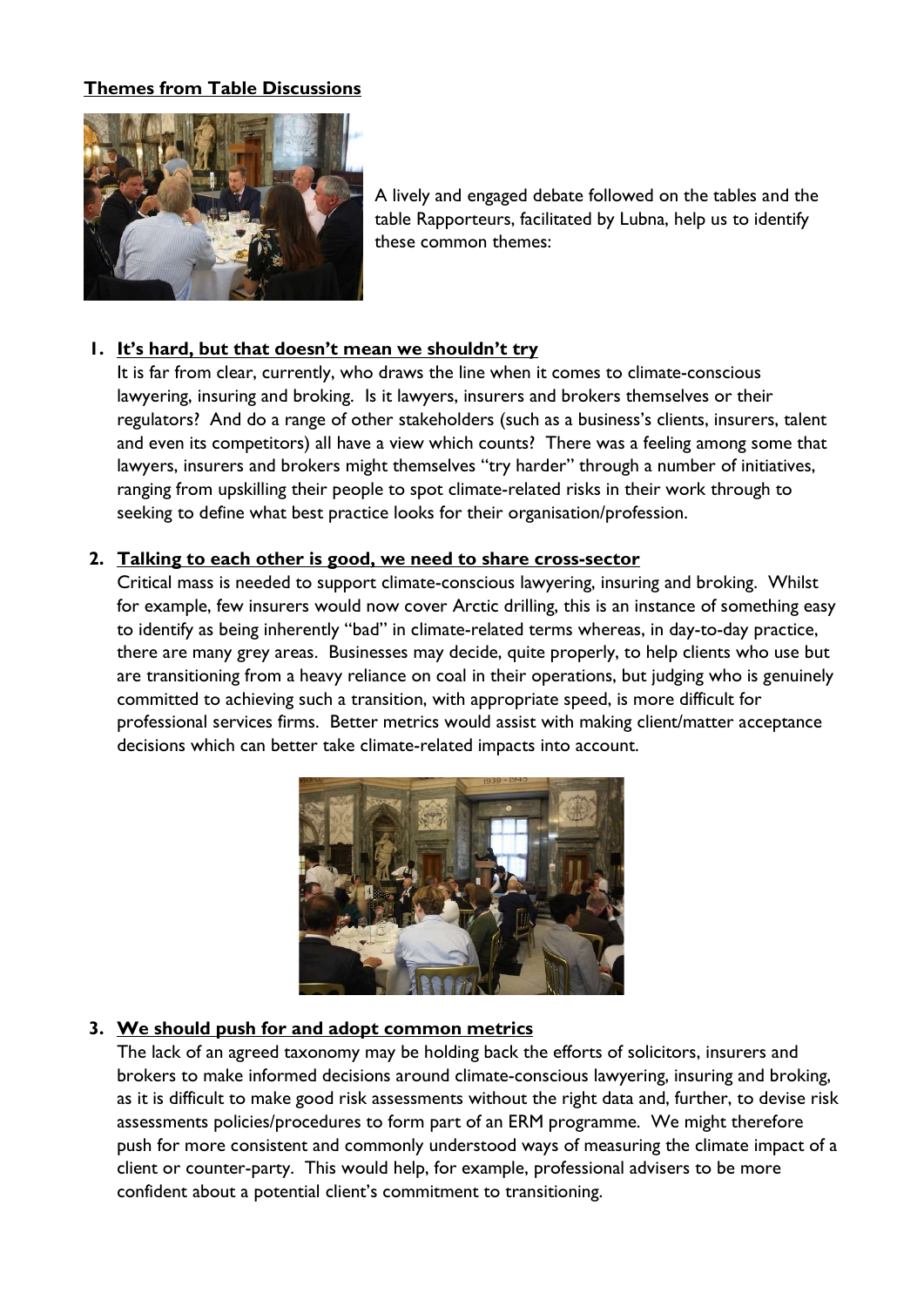## Themes from Table Discussions

A lively and engaged debate followed on the tables and the table Rapporteurs, facilitated by Lubna, help us to identify these common themes:

1. **It's hard, but that doesn't mean we shouldn't try**

   It is far from clear, currently, who draws the line when it comes to climate-conscious lawyering, insuring and broking. Is it lawyers, insurers and brokers themselves or their regulators? And do a range of other stakeholders (such as a business's clients, insurers, talent and even its competitors) all have a view which counts? There was a feeling among some that lawyers, insurers and brokers might themselves "try harder" through a number of initiatives, ranging from upskilling their people to spot climate-related risks in their work through to seeking to define what best practice looks for their organisation/profession.

2. **Talking to each other is good, we need to share cross-sector**

   Critical mass is needed to support climate-conscious lawyering, insuring and broking. Whilst for example, few insurers would now cover Arctic drilling, this is an instance of something easy to identify as being inherently "bad" in climate-related terms whereas, in day-to-day practice, there are many grey areas. Businesses may decide, quite properly, to help clients who use but are transitioning from a heavy reliance on coal in their operations, but judging who is genuinely committed to achieving such a transition, with appropriate speed, is more difficult for professional services firms. Better metrics would assist with making client/matter acceptance decisions which can better take climate-related impacts into account.

3. **We should push for and adopt common metrics**

   The lack of an agreed taxonomy may be holding back the efforts of solicitors, insurers and brokers to make informed decisions around climate-conscious lawyering, insuring and broking, as it is difficult to make good risk assessments without the right data and, further, to devise risk assessments policies/procedures to form part of an ERM programme. We might therefore push for more consistent and commonly understood ways of measuring the climate impact of a client or counter-party. This would help, for example, professional advisers to be more confident about a potential client's commitment to transitioning.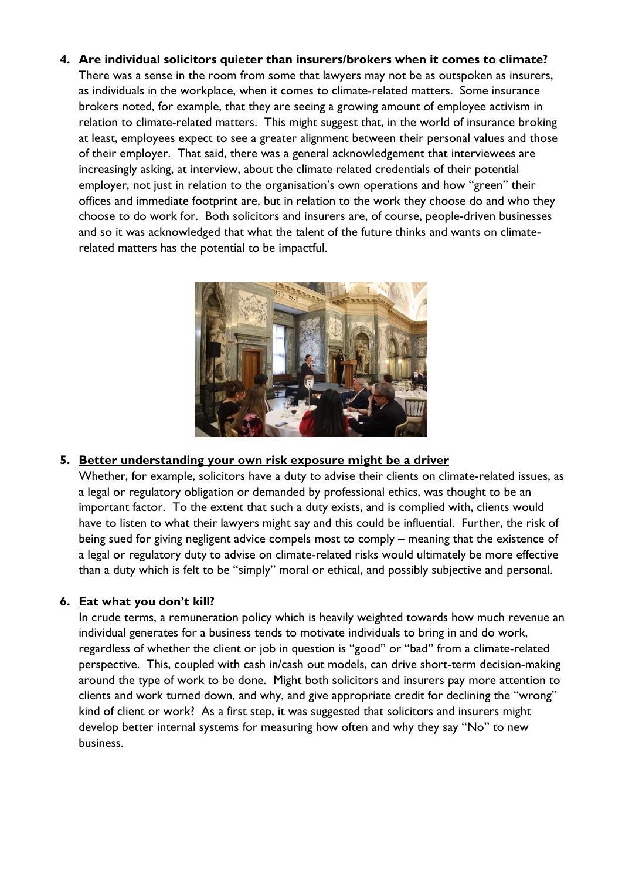4. **Are individual solicitors quieter than insurers/brokers when it comes to climate?**
   There was a sense in the room from some that lawyers may not be as outspoken as insurers, as individuals in the workplace, when it comes to climate-related matters. Some insurance brokers noted, for example, that they are seeing a growing amount of employee activism in relation to climate-related matters. This might suggest that, in the world of insurance broking at least, employees expect to see a greater alignment between their personal values and those of their employer. That said, there was a general acknowledgement that interviewees are increasingly asking, at interview, about the climate related credentials of their potential employer, not just in relation to the organisation's own operations and how "green" their offices and immediate footprint are, but in relation to the work they choose do and who they choose to do work for. Both solicitors and insurers are, of course, people-driven businesses and so it was acknowledged that what the talent of the future thinks and wants on climate-related matters has the potential to be impactful.

5. **Better understanding your own risk exposure might be a driver**
   Whether, for example, solicitors have a duty to advise their clients on climate-related issues, as a legal or regulatory obligation or demanded by professional ethics, was thought to be an important factor. To the extent that such a duty exists, and is complied with, clients would have to listen to what their lawyers might say and this could be influential. Further, the risk of being sued for giving negligent advice compels most to comply – meaning that the existence of a legal or regulatory duty to advise on climate-related risks would ultimately be more effective than a duty which is felt to be "simply" moral or ethical, and possibly subjective and personal.

6. **Eat what you don't kill?**
   In crude terms, a remuneration policy which is heavily weighted towards how much revenue an individual generates for a business tends to motivate individuals to bring in and do work, regardless of whether the client or job in question is "good" or "bad" from a climate-related perspective. This, coupled with cash in/cash out models, can drive short-term decision-making around the type of work to be done. Might both solicitors and insurers pay more attention to clients and work turned down, and why, and give appropriate credit for declining the "wrong" kind of client or work? As a first step, it was suggested that solicitors and insurers might develop better internal systems for measuring how often and why they say "No" to new business.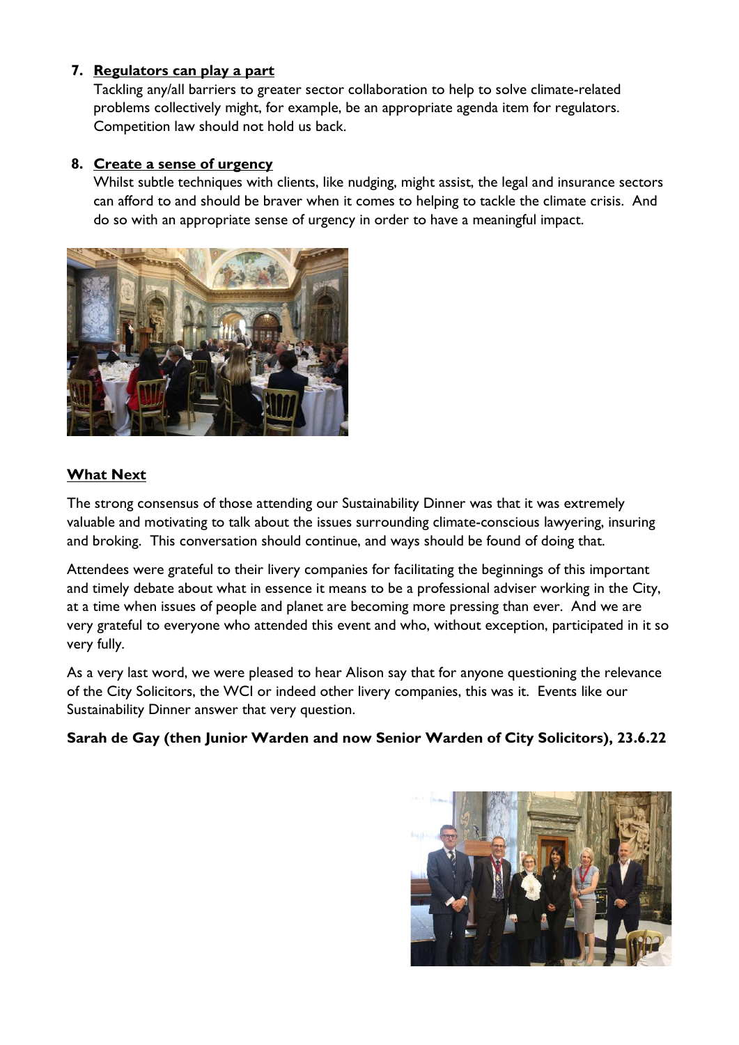7. **Regulators can play a part**
   Tackling any/all barriers to greater sector collaboration to help to solve climate-related problems collectively might, for example, be an appropriate agenda item for regulators. Competition law should not hold us back.

8. **Create a sense of urgency**
   Whilst subtle techniques with clients, like nudging, might assist, the legal and insurance sectors can afford to and should be braver when it comes to helping to tackle the climate crisis. And do so with an appropriate sense of urgency in order to have a meaningful impact.

## What Next

The strong consensus of those attending our Sustainability Dinner was that it was extremely valuable and motivating to talk about the issues surrounding climate-conscious lawyering, insuring and broking. This conversation should continue, and ways should be found of doing that.

Attendees were grateful to their livery companies for facilitating the beginnings of this important and timely debate about what in essence it means to be a professional adviser working in the City, at a time when issues of people and planet are becoming more pressing than ever. And we are very grateful to everyone who attended this event and who, without exception, participated in it so very fully.

As a very last word, we were pleased to hear Alison say that for anyone questioning the relevance of the City Solicitors, the WCI or indeed other livery companies, this was it. Events like our Sustainability Dinner answer that very question.

**Sarah de Gay (then Junior Warden and now Senior Warden of City Solicitors), 23.6.22**